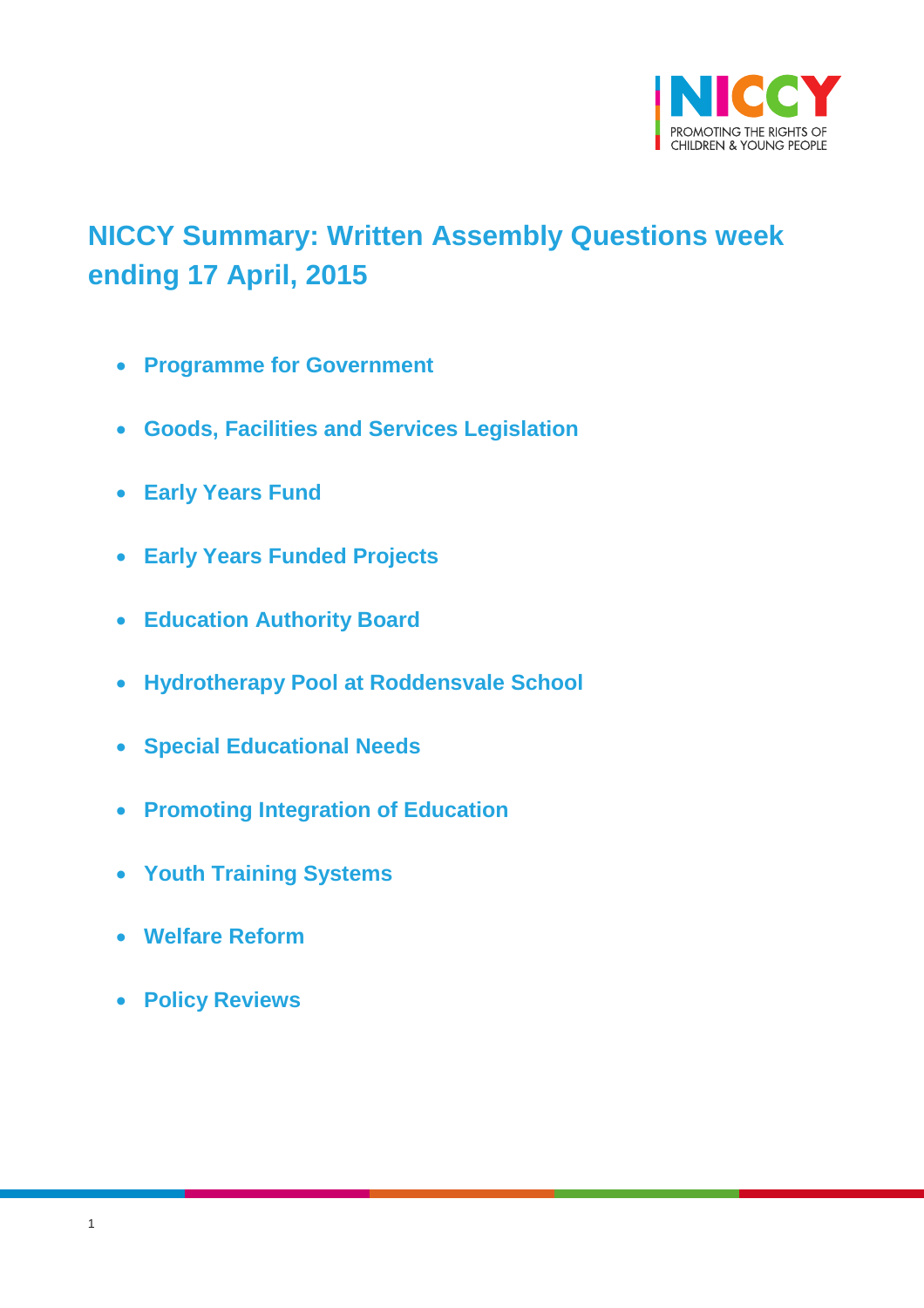# NICCY Summary: Written Assembly Questions week ending 17 April, 2015

- **Programme for Government**
- **Goods, Facilities and Services Legislation**
- **Early Years Fund**
- **Early Years Funded Projects**
- **Education Authority Board**
- **Hydrotherapy Pool at Roddensvale School**
- **Special Educational Needs**
- **Promoting Integration of Education**
- **Youth Training Systems**
- **Welfare Reform**
- **Policy Reviews**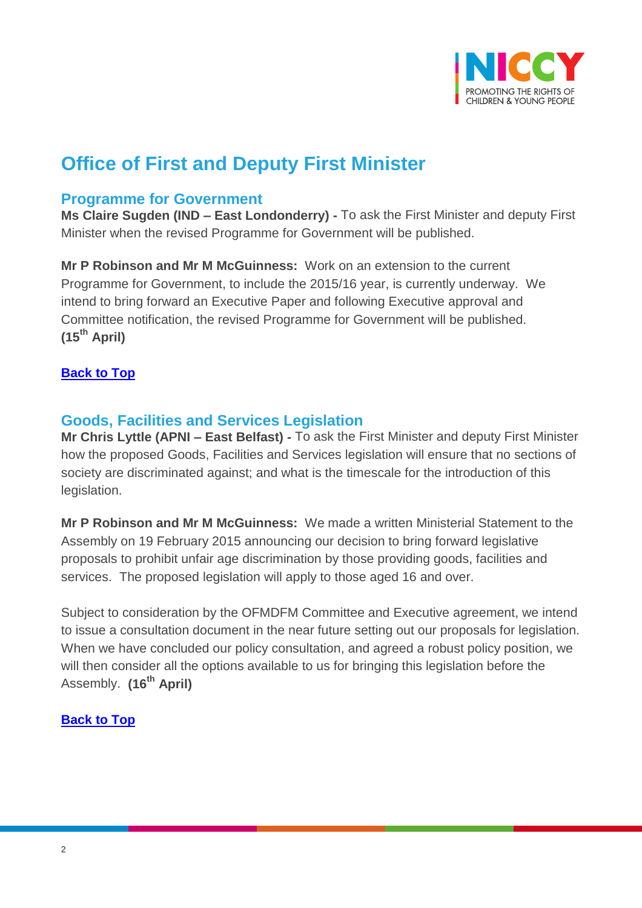# Office of First and Deputy First Minister

## Programme for Government

**Ms Claire Sugden (IND – East Londonderry) -** To ask the First Minister and deputy First Minister when the revised Programme for Government will be published.

**Mr P Robinson and Mr M McGuinness:** Work on an extension to the current Programme for Government, to include the 2015/16 year, is currently underway. We intend to bring forward an Executive Paper and following Executive approval and Committee notification, the revised Programme for Government will be published. **(15th April)**

**Back to Top**

## Goods, Facilities and Services Legislation

**Mr Chris Lyttle (APNI – East Belfast) -** To ask the First Minister and deputy First Minister how the proposed Goods, Facilities and Services legislation will ensure that no sections of society are discriminated against; and what is the timescale for the introduction of this legislation.

**Mr P Robinson and Mr M McGuinness:** We made a written Ministerial Statement to the Assembly on 19 February 2015 announcing our decision to bring forward legislative proposals to prohibit unfair age discrimination by those providing goods, facilities and services. The proposed legislation will apply to those aged 16 and over.

Subject to consideration by the OFMDFM Committee and Executive agreement, we intend to issue a consultation document in the near future setting out our proposals for legislation. When we have concluded our policy consultation, and agreed a robust policy position, we will then consider all the options available to us for bringing this legislation before the Assembly. **(16th April)**

**Back to Top**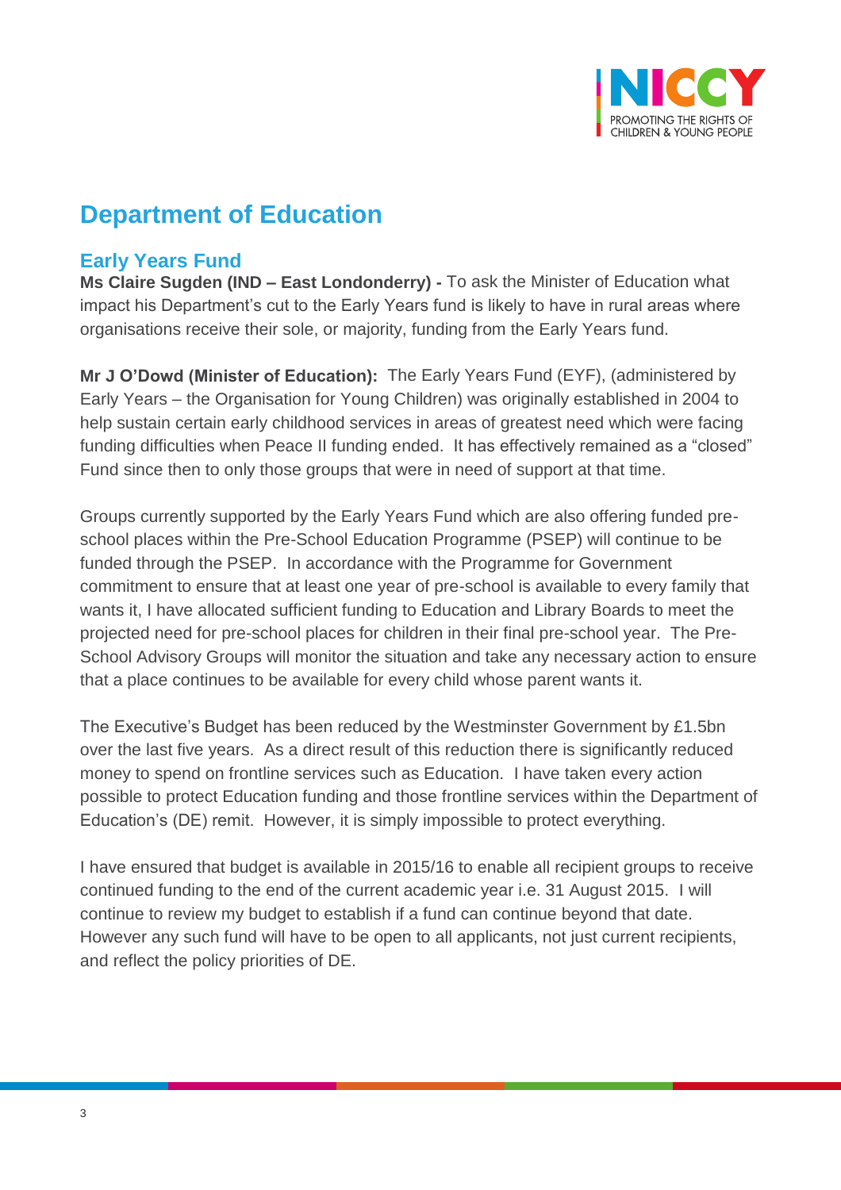# Department of Education

## Early Years Fund

**Ms Claire Sugden (IND – East Londonderry) -** To ask the Minister of Education what impact his Department's cut to the Early Years fund is likely to have in rural areas where organisations receive their sole, or majority, funding from the Early Years fund.

**Mr J O'Dowd (Minister of Education):** The Early Years Fund (EYF), (administered by Early Years – the Organisation for Young Children) was originally established in 2004 to help sustain certain early childhood services in areas of greatest need which were facing funding difficulties when Peace II funding ended. It has effectively remained as a "closed" Fund since then to only those groups that were in need of support at that time.

Groups currently supported by the Early Years Fund which are also offering funded pre-school places within the Pre-School Education Programme (PSEP) will continue to be funded through the PSEP. In accordance with the Programme for Government commitment to ensure that at least one year of pre-school is available to every family that wants it, I have allocated sufficient funding to Education and Library Boards to meet the projected need for pre-school places for children in their final pre-school year. The Pre-School Advisory Groups will monitor the situation and take any necessary action to ensure that a place continues to be available for every child whose parent wants it.

The Executive's Budget has been reduced by the Westminster Government by £1.5bn over the last five years. As a direct result of this reduction there is significantly reduced money to spend on frontline services such as Education. I have taken every action possible to protect Education funding and those frontline services within the Department of Education's (DE) remit. However, it is simply impossible to protect everything.

I have ensured that budget is available in 2015/16 to enable all recipient groups to receive continued funding to the end of the current academic year i.e. 31 August 2015. I will continue to review my budget to establish if a fund can continue beyond that date. However any such fund will have to be open to all applicants, not just current recipients, and reflect the policy priorities of DE.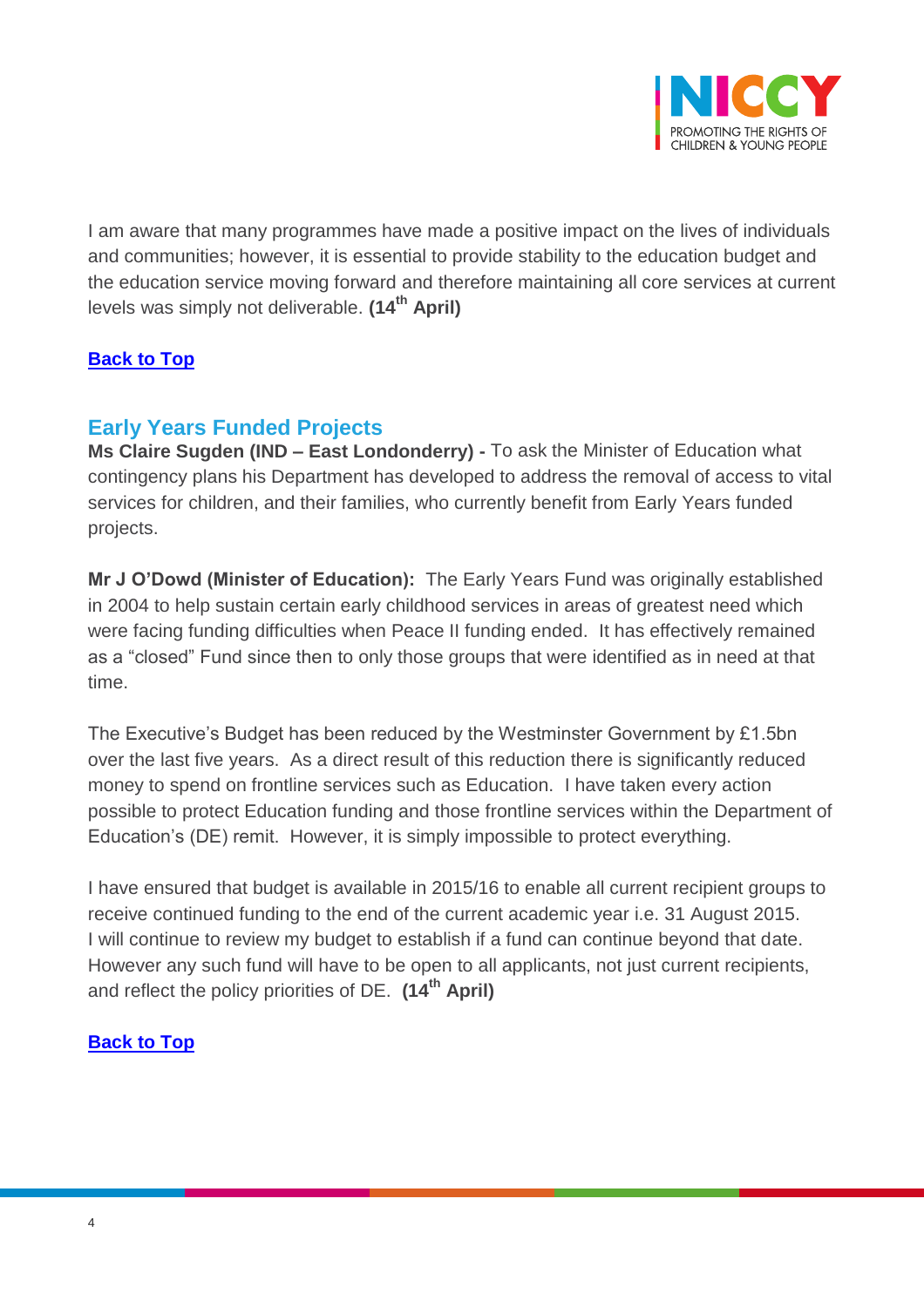I am aware that many programmes have made a positive impact on the lives of individuals and communities; however, it is essential to provide stability to the education budget and the education service moving forward and therefore maintaining all core services at current levels was simply not deliverable. **(14th April)**

**Back to Top**

## Early Years Funded Projects

**Ms Claire Sugden (IND – East Londonderry) -** To ask the Minister of Education what contingency plans his Department has developed to address the removal of access to vital services for children, and their families, who currently benefit from Early Years funded projects.

**Mr J O'Dowd (Minister of Education):** The Early Years Fund was originally established in 2004 to help sustain certain early childhood services in areas of greatest need which were facing funding difficulties when Peace II funding ended. It has effectively remained as a "closed" Fund since then to only those groups that were identified as in need at that time.

The Executive's Budget has been reduced by the Westminster Government by £1.5bn over the last five years. As a direct result of this reduction there is significantly reduced money to spend on frontline services such as Education. I have taken every action possible to protect Education funding and those frontline services within the Department of Education's (DE) remit. However, it is simply impossible to protect everything.

I have ensured that budget is available in 2015/16 to enable all current recipient groups to receive continued funding to the end of the current academic year i.e. 31 August 2015. I will continue to review my budget to establish if a fund can continue beyond that date. However any such fund will have to be open to all applicants, not just current recipients, and reflect the policy priorities of DE. **(14th April)**

**Back to Top**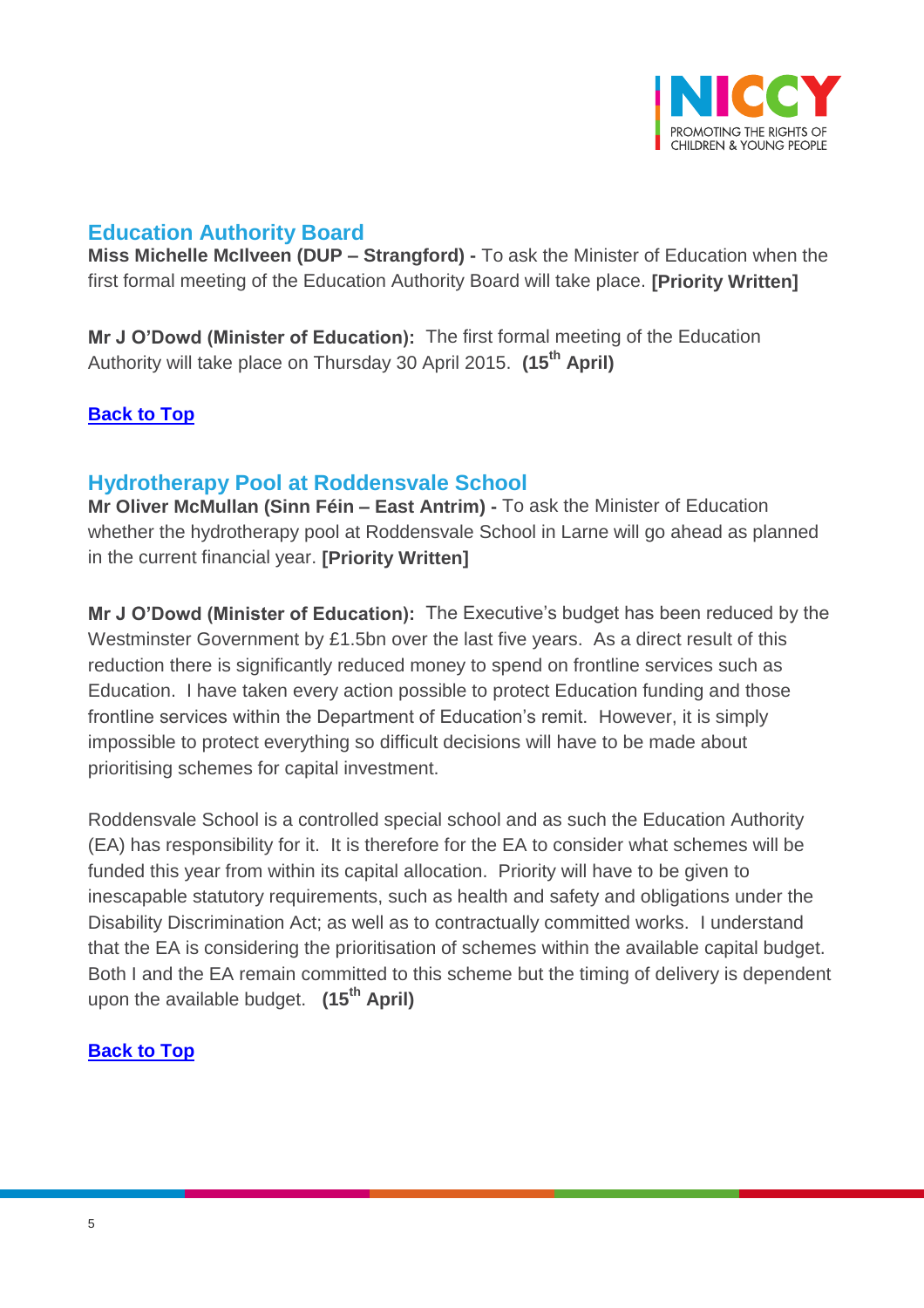## Education Authority Board

**Miss Michelle McIlveen (DUP – Strangford) -** To ask the Minister of Education when the first formal meeting of the Education Authority Board will take place. **[Priority Written]**

**Mr J O'Dowd (Minister of Education):** The first formal meeting of the Education Authority will take place on Thursday 30 April 2015. **(15th April)**

**Back to Top**

## Hydrotherapy Pool at Roddensvale School

**Mr Oliver McMullan (Sinn Féin – East Antrim) -** To ask the Minister of Education whether the hydrotherapy pool at Roddensvale School in Larne will go ahead as planned in the current financial year. **[Priority Written]**

**Mr J O'Dowd (Minister of Education):** The Executive's budget has been reduced by the Westminster Government by £1.5bn over the last five years. As a direct result of this reduction there is significantly reduced money to spend on frontline services such as Education. I have taken every action possible to protect Education funding and those frontline services within the Department of Education's remit. However, it is simply impossible to protect everything so difficult decisions will have to be made about prioritising schemes for capital investment.

Roddensvale School is a controlled special school and as such the Education Authority (EA) has responsibility for it. It is therefore for the EA to consider what schemes will be funded this year from within its capital allocation. Priority will have to be given to inescapable statutory requirements, such as health and safety and obligations under the Disability Discrimination Act; as well as to contractually committed works. I understand that the EA is considering the prioritisation of schemes within the available capital budget. Both I and the EA remain committed to this scheme but the timing of delivery is dependent upon the available budget. **(15th April)**

**Back to Top**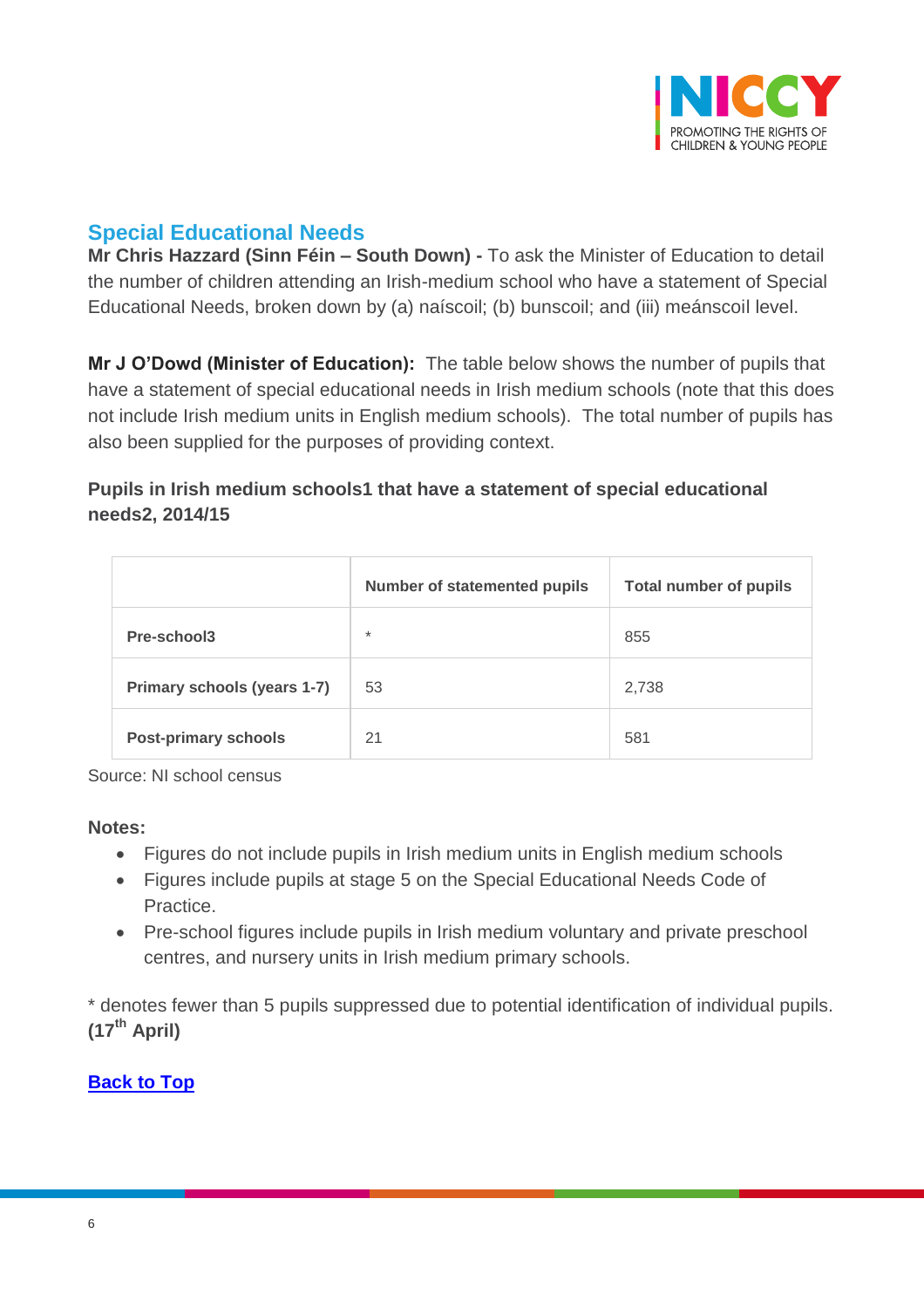## Special Educational Needs

**Mr Chris Hazzard (Sinn Féin – South Down) -** To ask the Minister of Education to detail the number of children attending an Irish-medium school who have a statement of Special Educational Needs, broken down by (a) naíscoil; (b) bunscoil; and (iii) meánscoil level.

**Mr J O'Dowd (Minister of Education):** The table below shows the number of pupils that have a statement of special educational needs in Irish medium schools (note that this does not include Irish medium units in English medium schools). The total number of pupils has also been supplied for the purposes of providing context.

**Pupils in Irish medium schools1 that have a statement of special educational needs2, 2014/15**

| | Number of statemented pupils | Total number of pupils |
|---|---|---|
| **Pre-school3** | * | 855 |
| **Primary schools (years 1-7)** | 53 | 2,738 |
| **Post-primary schools** | 21 | 581 |

Source: NI school census

**Notes:**

- Figures do not include pupils in Irish medium units in English medium schools
- Figures include pupils at stage 5 on the Special Educational Needs Code of Practice.
- Pre-school figures include pupils in Irish medium voluntary and private preschool centres, and nursery units in Irish medium primary schools.

* denotes fewer than 5 pupils suppressed due to potential identification of individual pupils.
**(17th April)**

**Back to Top**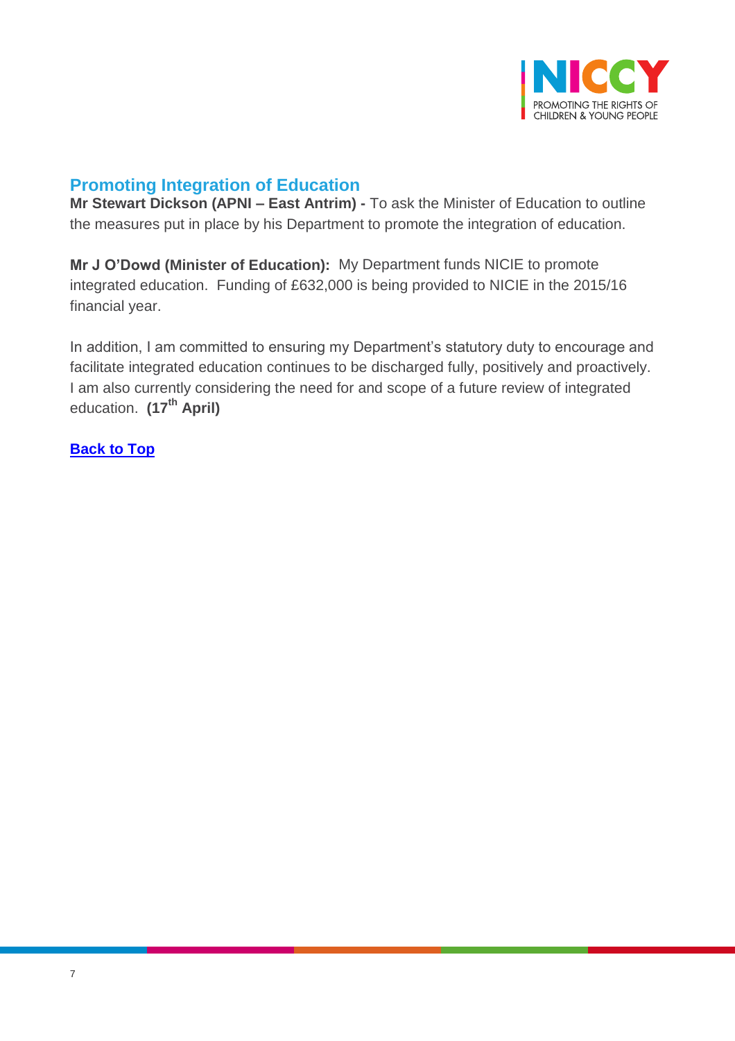## Promoting Integration of Education

**Mr Stewart Dickson (APNI – East Antrim) -** To ask the Minister of Education to outline the measures put in place by his Department to promote the integration of education.

**Mr J O'Dowd (Minister of Education):** My Department funds NICIE to promote integrated education. Funding of £632,000 is being provided to NICIE in the 2015/16 financial year.

In addition, I am committed to ensuring my Department's statutory duty to encourage and facilitate integrated education continues to be discharged fully, positively and proactively. I am also currently considering the need for and scope of a future review of integrated education. **(17th April)**

**Back to Top**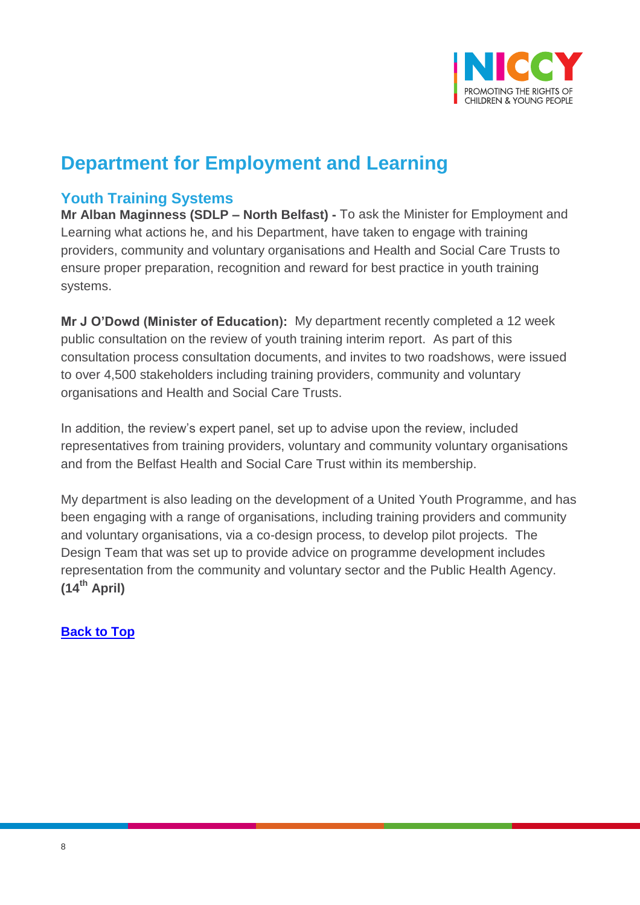# Department for Employment and Learning

## Youth Training Systems

**Mr Alban Maginness (SDLP – North Belfast) -** To ask the Minister for Employment and Learning what actions he, and his Department, have taken to engage with training providers, community and voluntary organisations and Health and Social Care Trusts to ensure proper preparation, recognition and reward for best practice in youth training systems.

**Mr J O'Dowd (Minister of Education):** My department recently completed a 12 week public consultation on the review of youth training interim report. As part of this consultation process consultation documents, and invites to two roadshows, were issued to over 4,500 stakeholders including training providers, community and voluntary organisations and Health and Social Care Trusts.

In addition, the review's expert panel, set up to advise upon the review, included representatives from training providers, voluntary and community voluntary organisations and from the Belfast Health and Social Care Trust within its membership.

My department is also leading on the development of a United Youth Programme, and has been engaging with a range of organisations, including training providers and community and voluntary organisations, via a co-design process, to develop pilot projects. The Design Team that was set up to provide advice on programme development includes representation from the community and voluntary sector and the Public Health Agency. **(14th April)**

**Back to Top**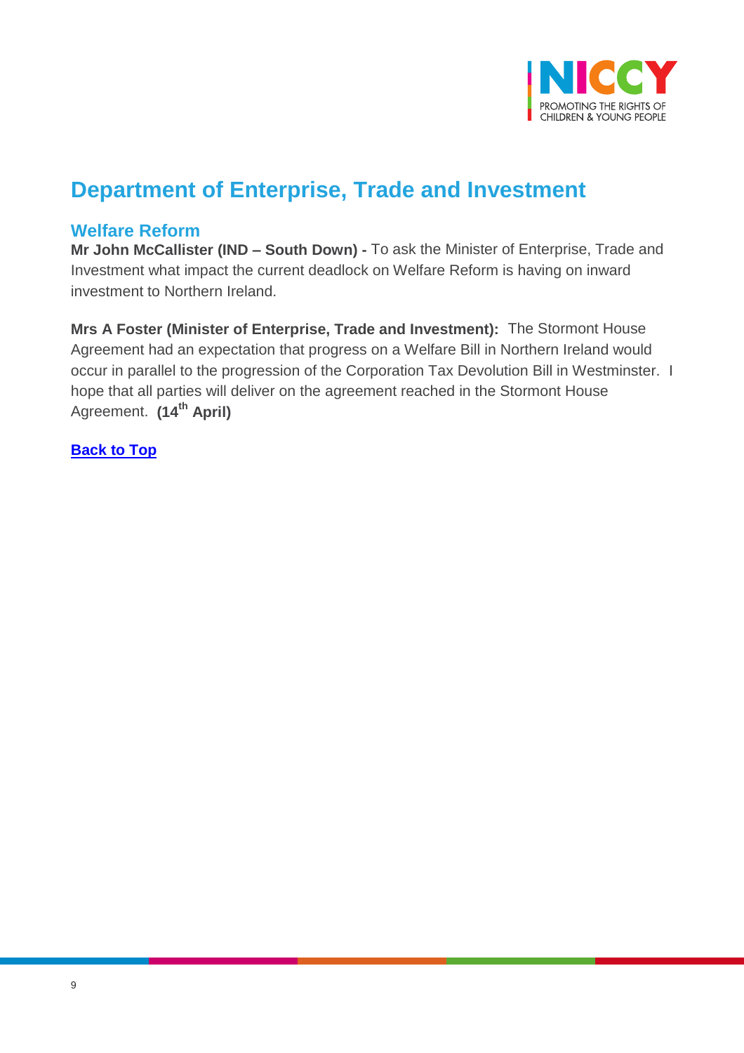## Department of Enterprise, Trade and Investment

### Welfare Reform

**Mr John McCallister (IND – South Down) -** To ask the Minister of Enterprise, Trade and Investment what impact the current deadlock on Welfare Reform is having on inward investment to Northern Ireland.

**Mrs A Foster (Minister of Enterprise, Trade and Investment):** The Stormont House Agreement had an expectation that progress on a Welfare Bill in Northern Ireland would occur in parallel to the progression of the Corporation Tax Devolution Bill in Westminster. I hope that all parties will deliver on the agreement reached in the Stormont House Agreement. **(14th April)**

**Back to Top**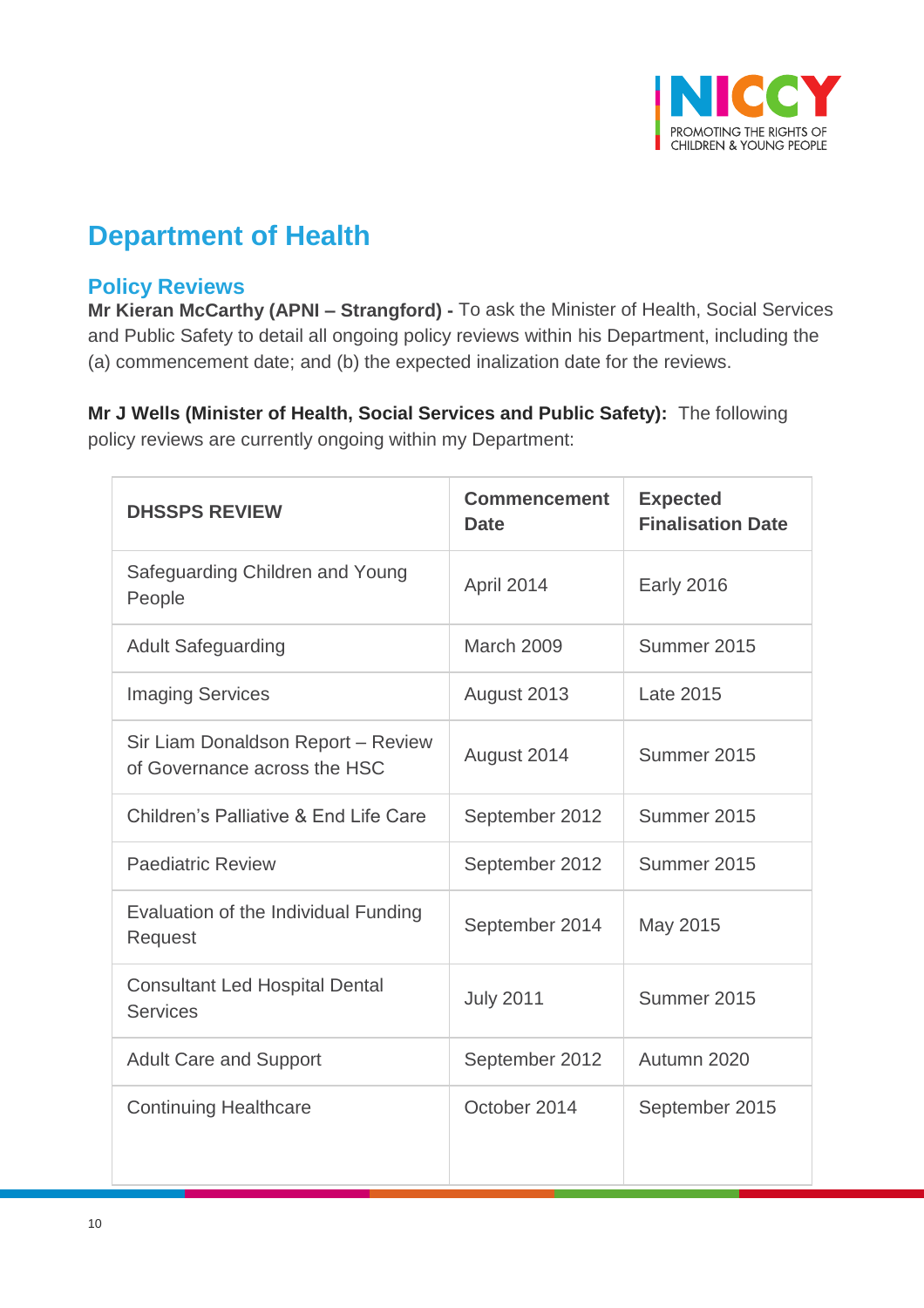## Department of Health

### Policy Reviews

**Mr Kieran McCarthy (APNI – Strangford) -** To ask the Minister of Health, Social Services and Public Safety to detail all ongoing policy reviews within his Department, including the (a) commencement date; and (b) the expected inalization date for the reviews.

**Mr J Wells (Minister of Health, Social Services and Public Safety):** The following policy reviews are currently ongoing within my Department:

| DHSSPS REVIEW | Commencement Date | Expected Finalisation Date |
|---|---|---|
| Safeguarding Children and Young People | April 2014 | Early 2016 |
| Adult Safeguarding | March 2009 | Summer 2015 |
| Imaging Services | August 2013 | Late 2015 |
| Sir Liam Donaldson Report – Review of Governance across the HSC | August 2014 | Summer 2015 |
| Children's Palliative & End Life Care | September 2012 | Summer 2015 |
| Paediatric Review | September 2012 | Summer 2015 |
| Evaluation of the Individual Funding Request | September 2014 | May 2015 |
| Consultant Led Hospital Dental Services | July 2011 | Summer 2015 |
| Adult Care and Support | September 2012 | Autumn 2020 |
| Continuing Healthcare | October 2014 | September 2015 |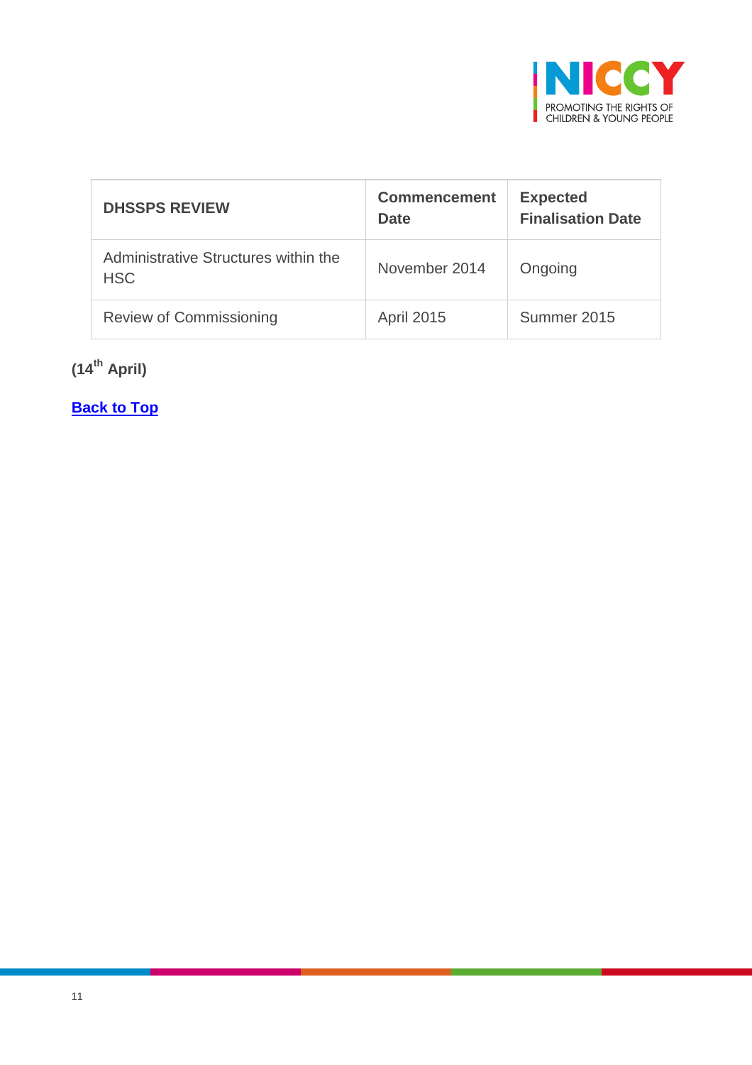| DHSSPS REVIEW | Commencement Date | Expected Finalisation Date |
|---|---|---|
| Administrative Structures within the HSC | November 2014 | Ongoing |
| Review of Commissioning | April 2015 | Summer 2015 |

**(14th April)**

**Back to Top**